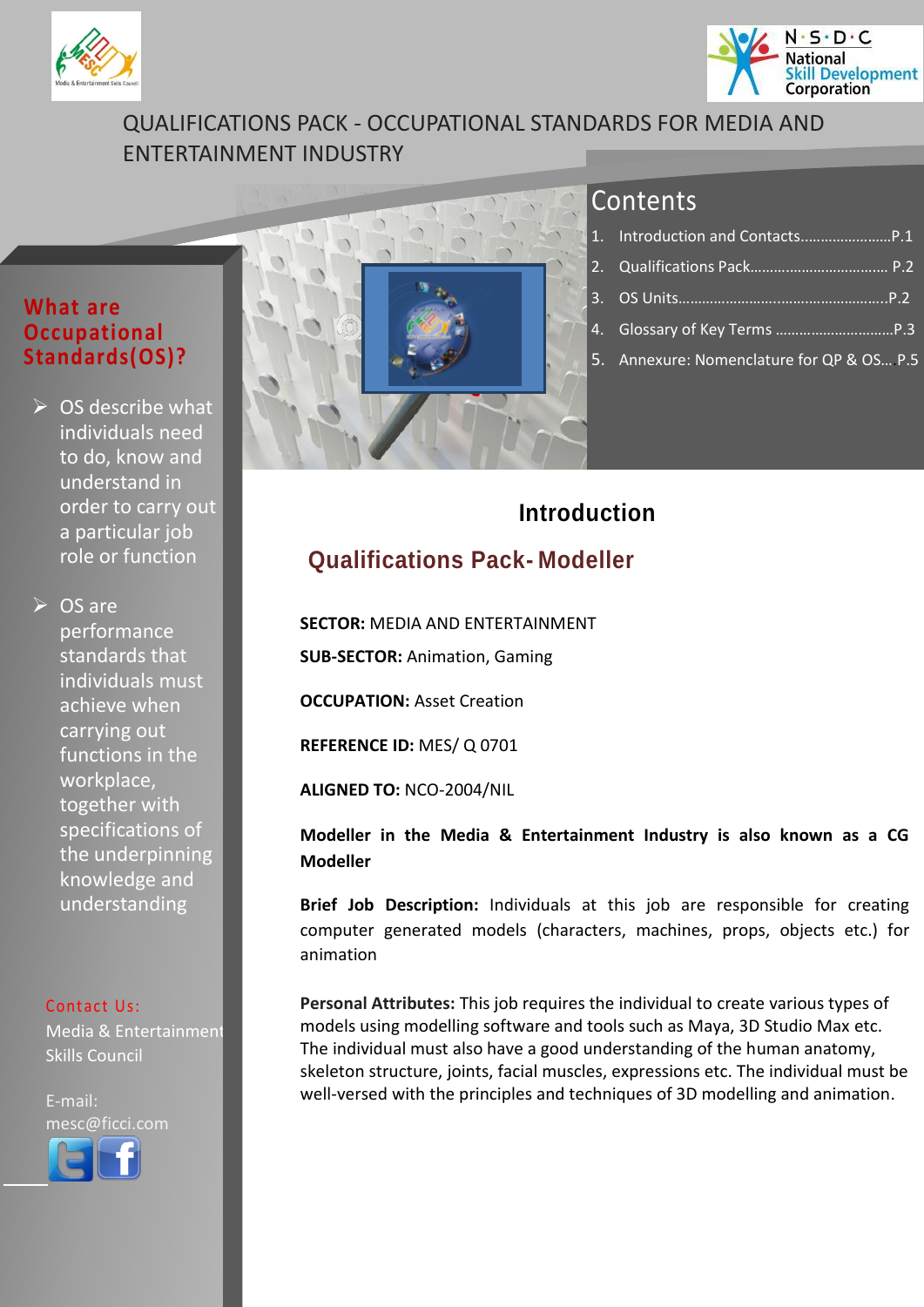# QUALIFICATIONS PACK - OCCUPATIONAL STANDARDS FOR MEDIA AND ENTERTAINMENT INDUSTRY

## Contents

1. Introduction and Contacts.......................P.1
2. Qualifications Pack.................................. P.2
3. OS Units.......................................................P.2
4. Glossary of Key Terms .............................P.3
5. Annexure: Nomenclature for QP & OS... P.5

## What are Occupational Standards(OS)?

- OS describe what individuals need to do, know and understand in order to carry out a particular job role or function
- OS are performance standards that individuals must achieve when carrying out functions in the workplace, together with specifications of the underpinning knowledge and understanding

Contact Us:

Media & Entertainment Skills Council

E-mail:
mesc@ficci.com

## Introduction

### Qualifications Pack- Modeller

**SECTOR:** MEDIA AND ENTERTAINMENT

**SUB-SECTOR:** Animation, Gaming

**OCCUPATION:** Asset Creation

**REFERENCE ID:** MES/ Q 0701

**ALIGNED TO:** NCO-2004/NIL

**Modeller in the Media & Entertainment Industry is also known as a CG Modeller**

**Brief Job Description:** Individuals at this job are responsible for creating computer generated models (characters, machines, props, objects etc.) for animation

**Personal Attributes:** This job requires the individual to create various types of models using modelling software and tools such as Maya, 3D Studio Max etc. The individual must also have a good understanding of the human anatomy, skeleton structure, joints, facial muscles, expressions etc. The individual must be well-versed with the principles and techniques of 3D modelling and animation.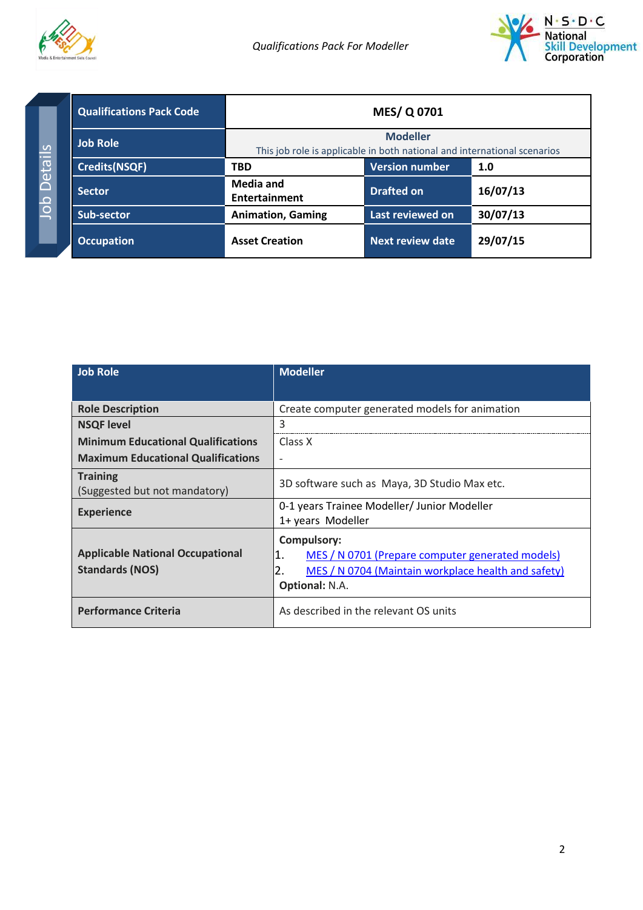Job Details

| Qualifications Pack Code | MES/ Q 0701 | | |
|---|---|---|---|
| Job Role | **Modeller**<br>This job role is applicable in both national and international scenarios | | |
| Credits(NSQF) | TBD | Version number | 1.0 |
| Sector | Media and Entertainment | Drafted on | 16/07/13 |
| Sub-sector | Animation, Gaming | Last reviewed on | 30/07/13 |
| Occupation | Asset Creation | Next review date | 29/07/15 |

| Job Role | Modeller |
|---|---|
| **Role Description** | Create computer generated models for animation |
| **NSQF level** | 3 |
| **Minimum Educational Qualifications**<br>**Maximum Educational Qualifications** | Class X<br>- |
| **Training**<br>(Suggested but not mandatory) | 3D software such as Maya, 3D Studio Max etc. |
| **Experience** | 0-1 years Trainee Modeller/ Junior Modeller<br>1+ years Modeller |
| **Applicable National Occupational Standards (NOS)** | **Compulsory:**<br>1. MES / N 0701 (Prepare computer generated models)<br>2. MES / N 0704 (Maintain workplace health and safety)<br>**Optional:** N.A. |
| **Performance Criteria** | As described in the relevant OS units |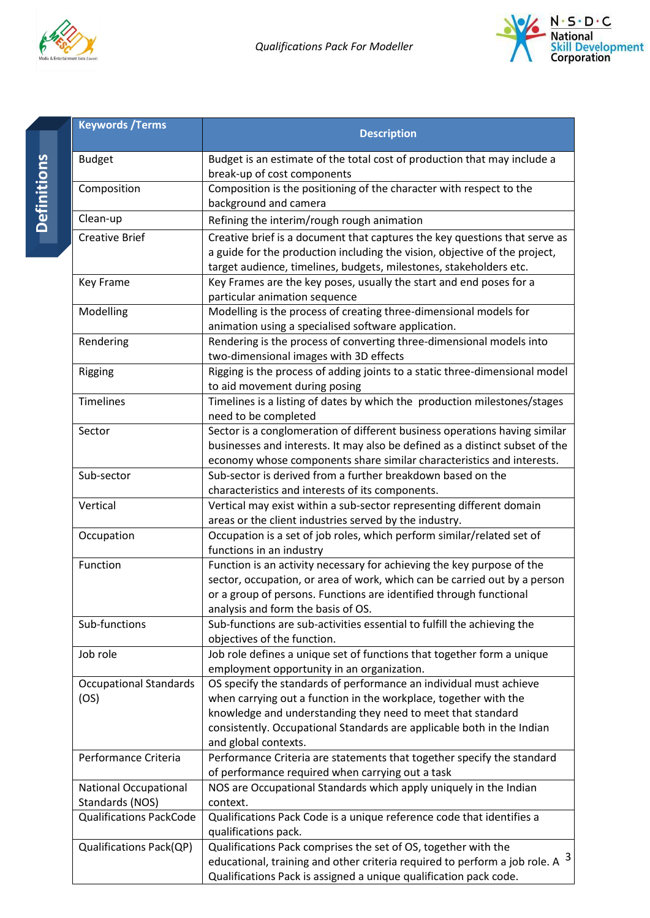## Definitions

| Keywords /Terms | Description |
|---|---|
| Budget | Budget is an estimate of the total cost of production that may include a break-up of cost components |
| Composition | Composition is the positioning of the character with respect to the background and camera |
| Clean-up | Refining the interim/rough rough animation |
| Creative Brief | Creative brief is a document that captures the key questions that serve as a guide for the production including the vision, objective of the project, target audience, timelines, budgets, milestones, stakeholders etc. |
| Key Frame | Key Frames are the key poses, usually the start and end poses for a particular animation sequence |
| Modelling | Modelling is the process of creating three-dimensional models for animation using a specialised software application. |
| Rendering | Rendering is the process of converting three-dimensional models into two-dimensional images with 3D effects |
| Rigging | Rigging is the process of adding joints to a static three-dimensional model to aid movement during posing |
| Timelines | Timelines is a listing of dates by which the production milestones/stages need to be completed |
| Sector | Sector is a conglomeration of different business operations having similar businesses and interests. It may also be defined as a distinct subset of the economy whose components share similar characteristics and interests. |
| Sub-sector | Sub-sector is derived from a further breakdown based on the characteristics and interests of its components. |
| Vertical | Vertical may exist within a sub-sector representing different domain areas or the client industries served by the industry. |
| Occupation | Occupation is a set of job roles, which perform similar/related set of functions in an industry |
| Function | Function is an activity necessary for achieving the key purpose of the sector, occupation, or area of work, which can be carried out by a person or a group of persons. Functions are identified through functional analysis and form the basis of OS. |
| Sub-functions | Sub-functions are sub-activities essential to fulfill the achieving the objectives of the function. |
| Job role | Job role defines a unique set of functions that together form a unique employment opportunity in an organization. |
| Occupational Standards (OS) | OS specify the standards of performance an individual must achieve when carrying out a function in the workplace, together with the knowledge and understanding they need to meet that standard consistently. Occupational Standards are applicable both in the Indian and global contexts. |
| Performance Criteria | Performance Criteria are statements that together specify the standard of performance required when carrying out a task |
| National Occupational Standards (NOS) | NOS are Occupational Standards which apply uniquely in the Indian context. |
| Qualifications PackCode | Qualifications Pack Code is a unique reference code that identifies a qualifications pack. |
| Qualifications Pack(QP) | Qualifications Pack comprises the set of OS, together with the educational, training and other criteria required to perform a job role. A Qualifications Pack is assigned a unique qualification pack code. |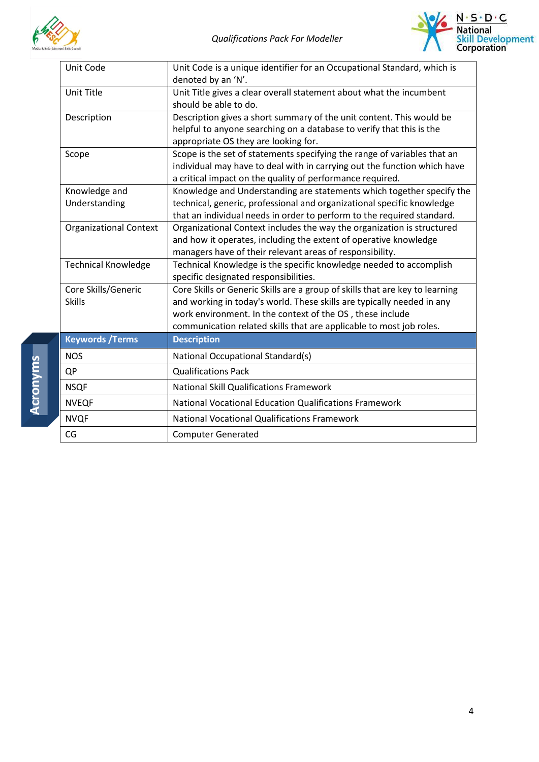| | |
|---|---|
| Unit Code | Unit Code is a unique identifier for an Occupational Standard, which is denoted by an 'N'. |
| Unit Title | Unit Title gives a clear overall statement about what the incumbent should be able to do. |
| Description | Description gives a short summary of the unit content. This would be helpful to anyone searching on a database to verify that this is the appropriate OS they are looking for. |
| Scope | Scope is the set of statements specifying the range of variables that an individual may have to deal with in carrying out the function which have a critical impact on the quality of performance required. |
| Knowledge and Understanding | Knowledge and Understanding are statements which together specify the technical, generic, professional and organizational specific knowledge that an individual needs in order to perform to the required standard. |
| Organizational Context | Organizational Context includes the way the organization is structured and how it operates, including the extent of operative knowledge managers have of their relevant areas of responsibility. |
| Technical Knowledge | Technical Knowledge is the specific knowledge needed to accomplish specific designated responsibilities. |
| Core Skills/Generic Skills | Core Skills or Generic Skills are a group of skills that are key to learning and working in today's world. These skills are typically needed in any work environment. In the context of the OS , these include communication related skills that are applicable to most job roles. |

## Acronyms

| Keywords /Terms | Description |
|---|---|
| NOS | National Occupational Standard(s) |
| QP | Qualifications Pack |
| NSQF | National Skill Qualifications Framework |
| NVEQF | National Vocational Education Qualifications Framework |
| NVQF | National Vocational Qualifications Framework |
| CG | Computer Generated |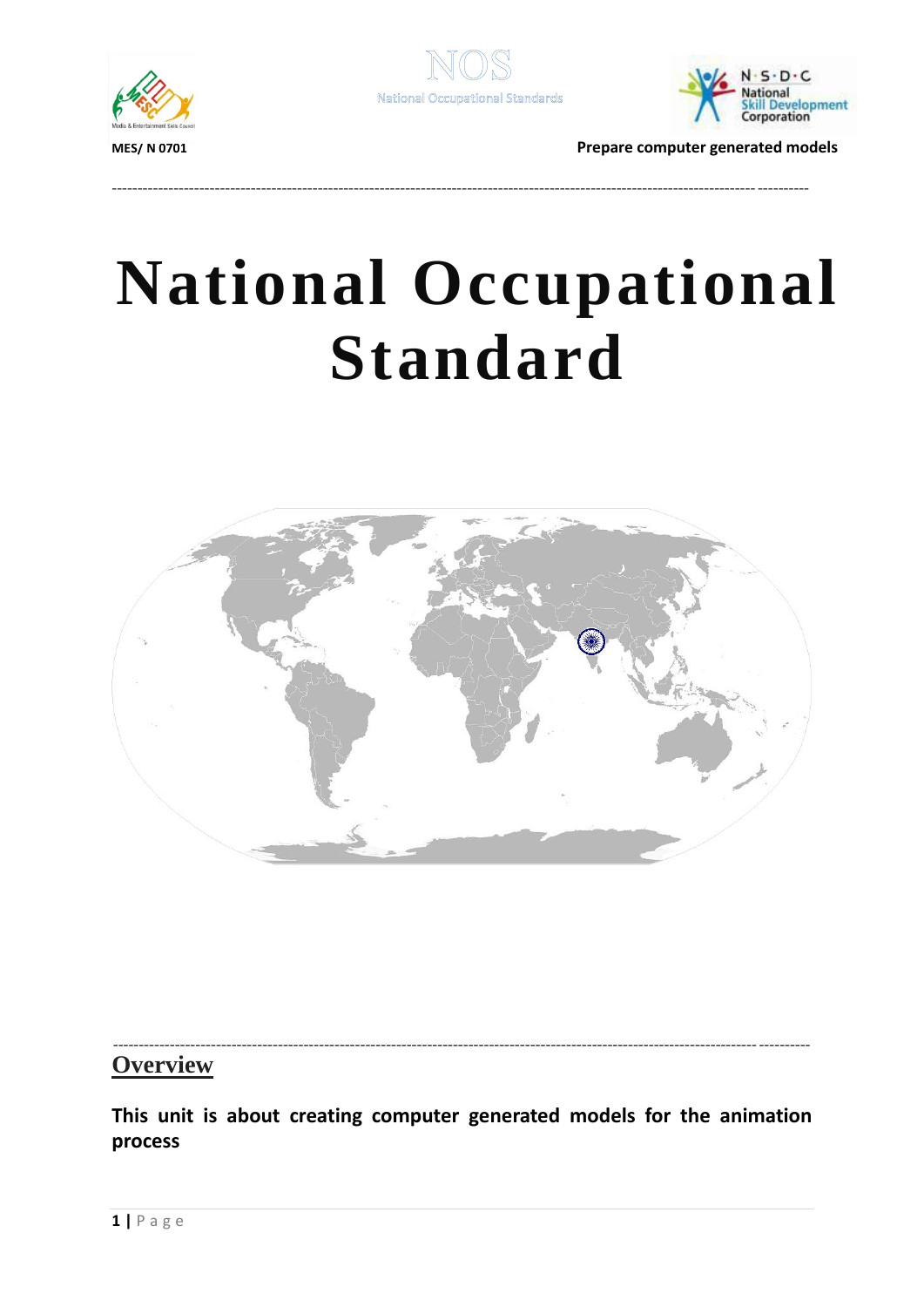# National Occupational Standard

## Overview

**This unit is about creating computer generated models for the animation process**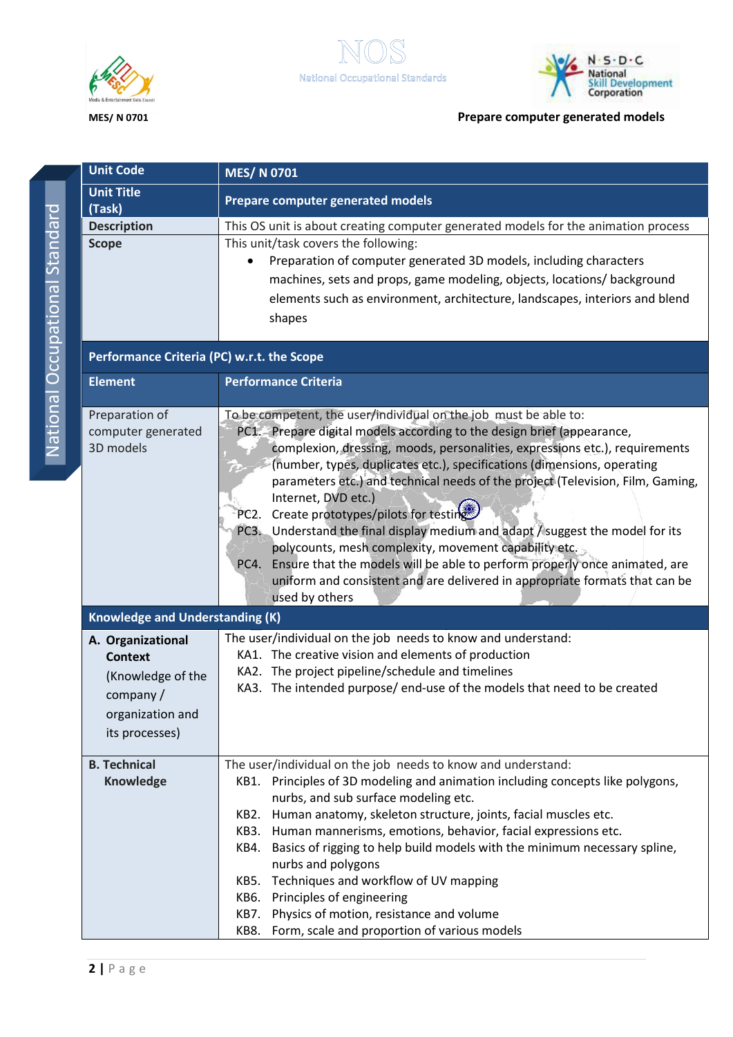| Unit Code | MES/ N 0701 |
|---|---|
| Unit Title (Task) | Prepare computer generated models |
| Description | This OS unit is about creating computer generated models for the animation process |
| Scope | This unit/task covers the following:<br>• Preparation of computer generated 3D models, including characters machines, sets and props, game modeling, objects, locations/ background elements such as environment, architecture, landscapes, interiors and blend shapes |
| **Performance Criteria (PC) w.r.t. the Scope** | |
| **Element** | **Performance Criteria** |
| Preparation of computer generated 3D models | To be competent, the user/individual on the job must be able to:<br>PC1. Prepare digital models according to the design brief (appearance, complexion, dressing, moods, personalities, expressions etc.), requirements (number, types, duplicates etc.), specifications (dimensions, operating parameters etc.) and technical needs of the project (Television, Film, Gaming, Internet, DVD etc.)<br>PC2. Create prototypes/pilots for testing<br>PC3. Understand the final display medium and adapt / suggest the model for its polycounts, mesh complexity, movement capability etc.<br>PC4. Ensure that the models will be able to perform properly once animated, are uniform and consistent and are delivered in appropriate formats that can be used by others |
| **Knowledge and Understanding (K)** | |
| **A. Organizational Context** (Knowledge of the company / organization and its processes) | The user/individual on the job needs to know and understand:<br>KA1. The creative vision and elements of production<br>KA2. The project pipeline/schedule and timelines<br>KA3. The intended purpose/ end-use of the models that need to be created |
| **B. Technical Knowledge** | The user/individual on the job needs to know and understand:<br>KB1. Principles of 3D modeling and animation including concepts like polygons, nurbs, and sub surface modeling etc.<br>KB2. Human anatomy, skeleton structure, joints, facial muscles etc.<br>KB3. Human mannerisms, emotions, behavior, facial expressions etc.<br>KB4. Basics of rigging to help build models with the minimum necessary spline, nurbs and polygons<br>KB5. Techniques and workflow of UV mapping<br>KB6. Principles of engineering<br>KB7. Physics of motion, resistance and volume<br>KB8. Form, scale and proportion of various models |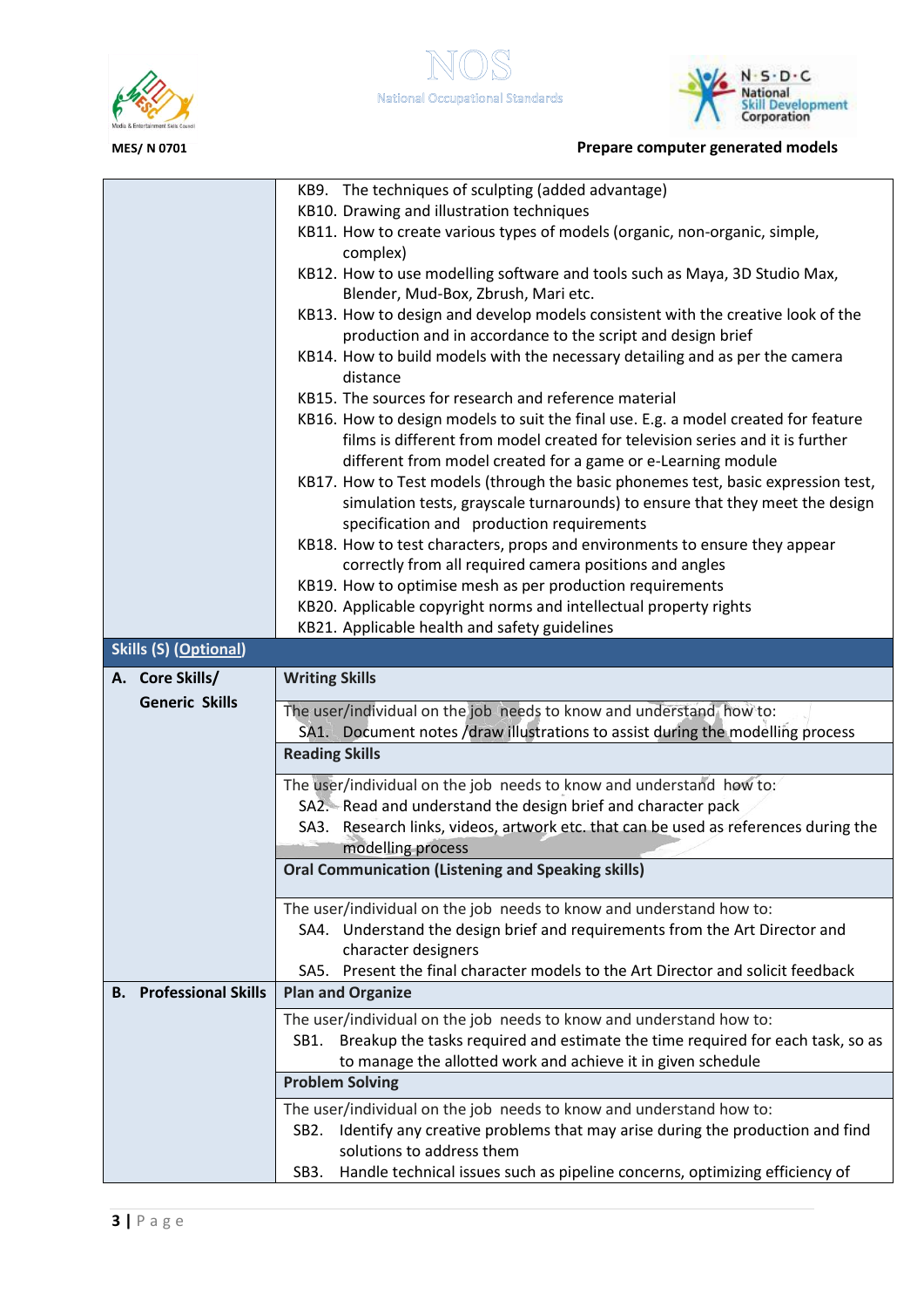| | |
|---|---|
| | KB9. The techniques of sculpting (added advantage)<br>KB10. Drawing and illustration techniques<br>KB11. How to create various types of models (organic, non-organic, simple, complex)<br>KB12. How to use modelling software and tools such as Maya, 3D Studio Max, Blender, Mud-Box, Zbrush, Mari etc.<br>KB13. How to design and develop models consistent with the creative look of the production and in accordance to the script and design brief<br>KB14. How to build models with the necessary detailing and as per the camera distance<br>KB15. The sources for research and reference material<br>KB16. How to design models to suit the final use. E.g. a model created for feature films is different from model created for television series and it is further different from model created for a game or e-Learning module<br>KB17. How to Test models (through the basic phonemes test, basic expression test, simulation tests, grayscale turnarounds) to ensure that they meet the design specification and production requirements<br>KB18. How to test characters, props and environments to ensure they appear correctly from all required camera positions and angles<br>KB19. How to optimise mesh as per production requirements<br>KB20. Applicable copyright norms and intellectual property rights<br>KB21. Applicable health and safety guidelines |
| **Skills (S) (Optional)** | |
| **A. Core Skills/ Generic Skills** | **Writing Skills** |
| | The user/individual on the job needs to know and understand how to:<br>SA1. Document notes /draw illustrations to assist during the modelling process |
| | **Reading Skills** |
| | The user/individual on the job needs to know and understand how to:<br>SA2. Read and understand the design brief and character pack<br>SA3. Research links, videos, artwork etc. that can be used as references during the modelling process |
| | **Oral Communication (Listening and Speaking skills)** |
| | The user/individual on the job needs to know and understand how to:<br>SA4. Understand the design brief and requirements from the Art Director and character designers<br>SA5. Present the final character models to the Art Director and solicit feedback |
| **B. Professional Skills** | **Plan and Organize** |
| | The user/individual on the job needs to know and understand how to:<br>SB1. Breakup the tasks required and estimate the time required for each task, so as to manage the allotted work and achieve it in given schedule |
| | **Problem Solving** |
| | The user/individual on the job needs to know and understand how to:<br>SB2. Identify any creative problems that may arise during the production and find solutions to address them<br>SB3. Handle technical issues such as pipeline concerns, optimizing efficiency of |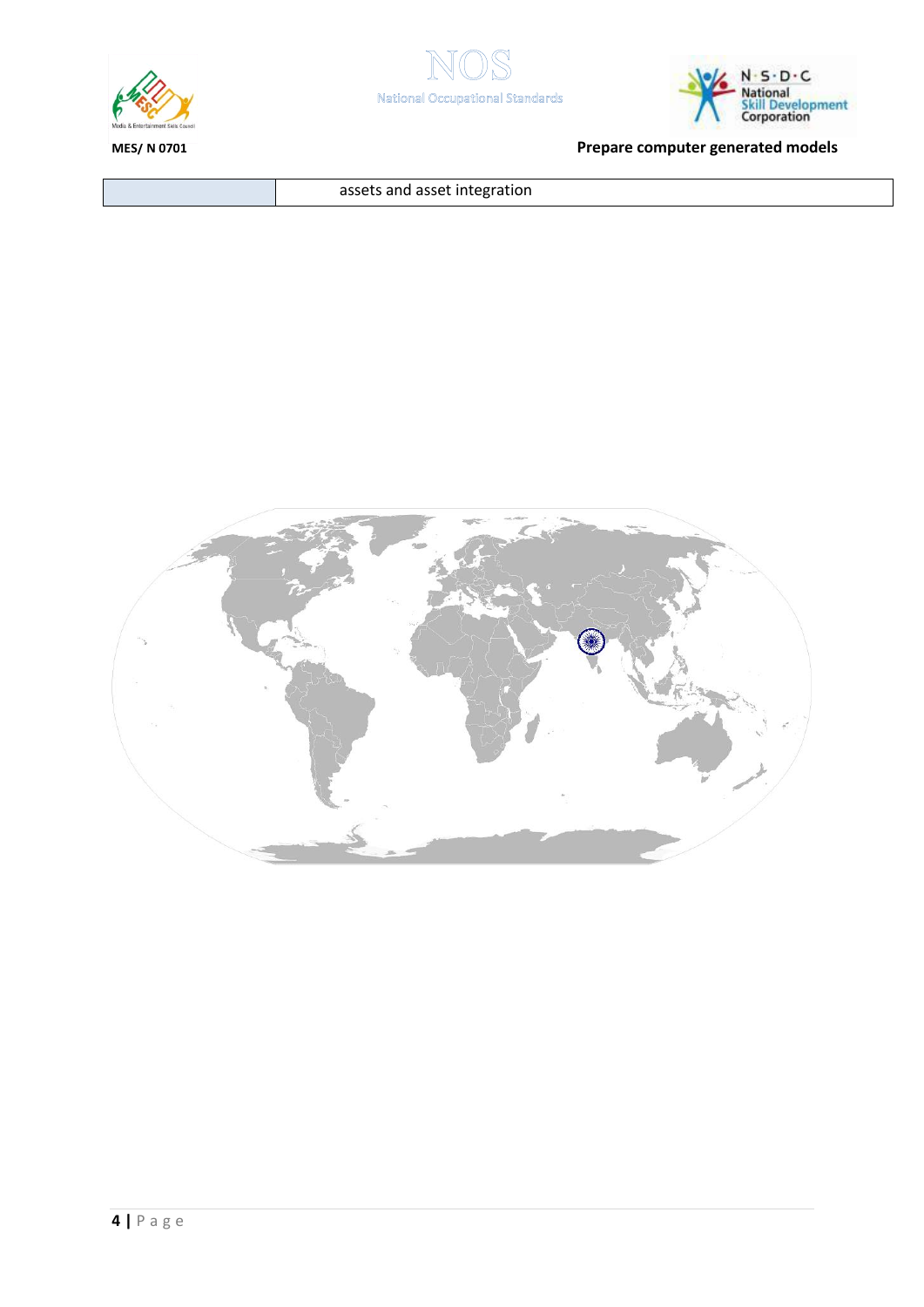| | assets and asset integration |
| --- | --- |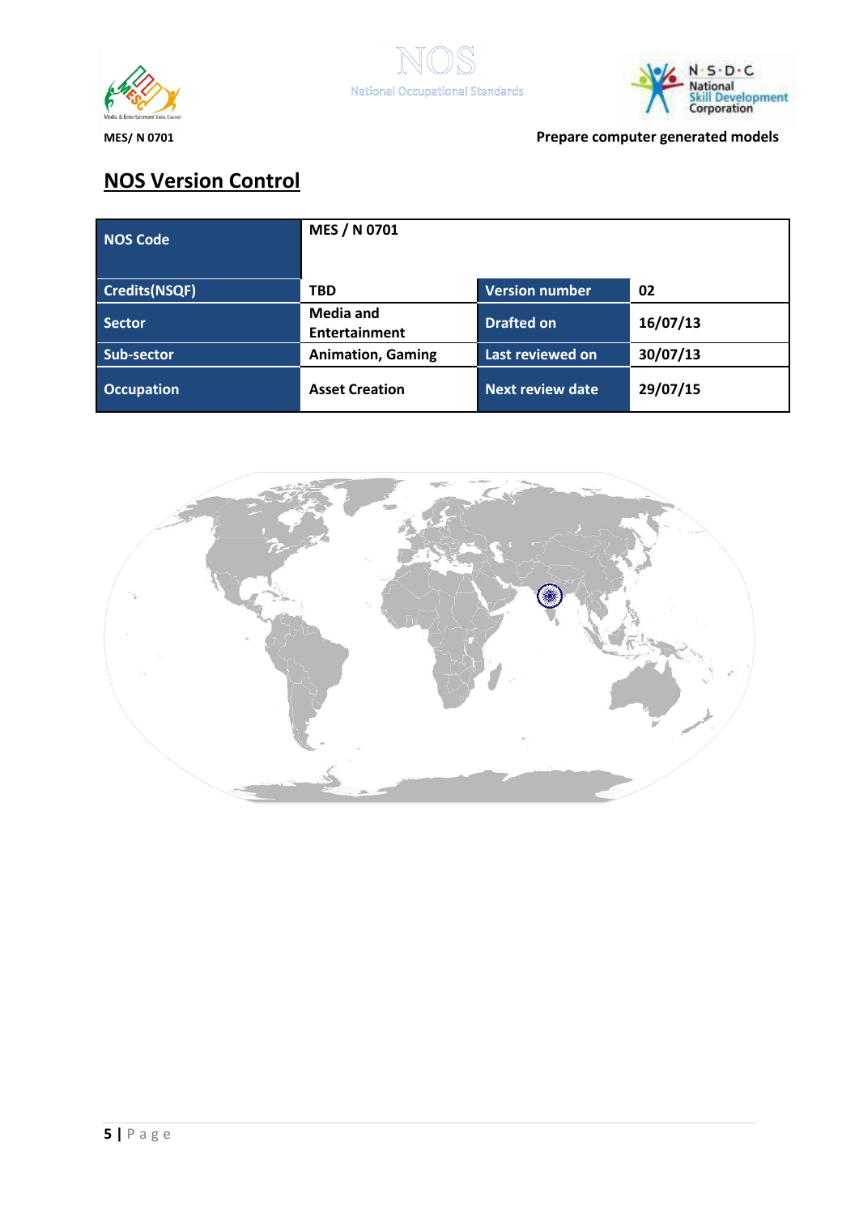## NOS Version Control

| NOS Code | MES / N 0701 | | |
|---|---|---|---|
| Credits(NSQF) | TBD | Version number | 02 |
| Sector | Media and Entertainment | Drafted on | 16/07/13 |
| Sub-sector | Animation, Gaming | Last reviewed on | 30/07/13 |
| Occupation | Asset Creation | Next review date | 29/07/15 |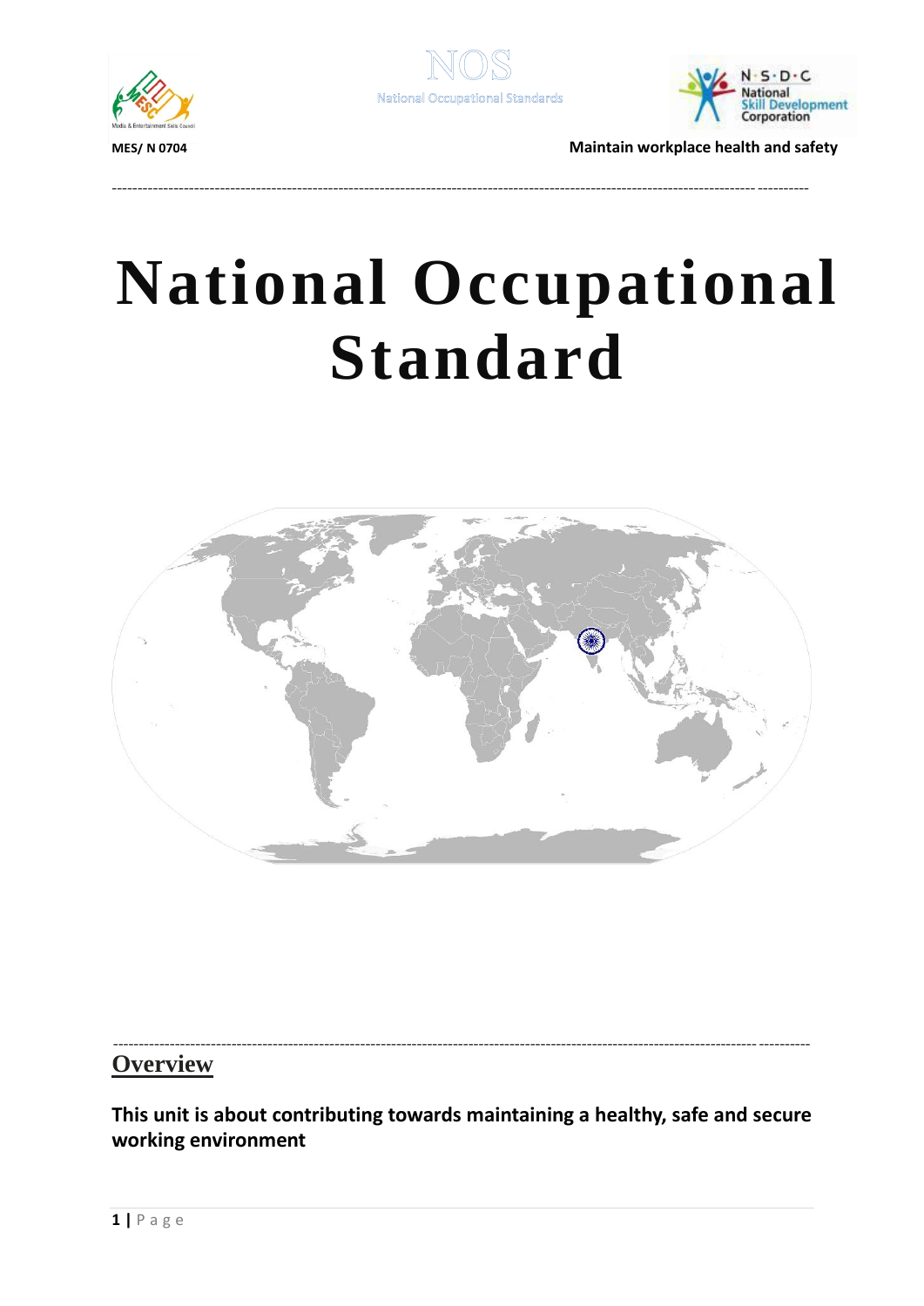# National Occupational Standard

## Overview

**This unit is about contributing towards maintaining a healthy, safe and secure working environment**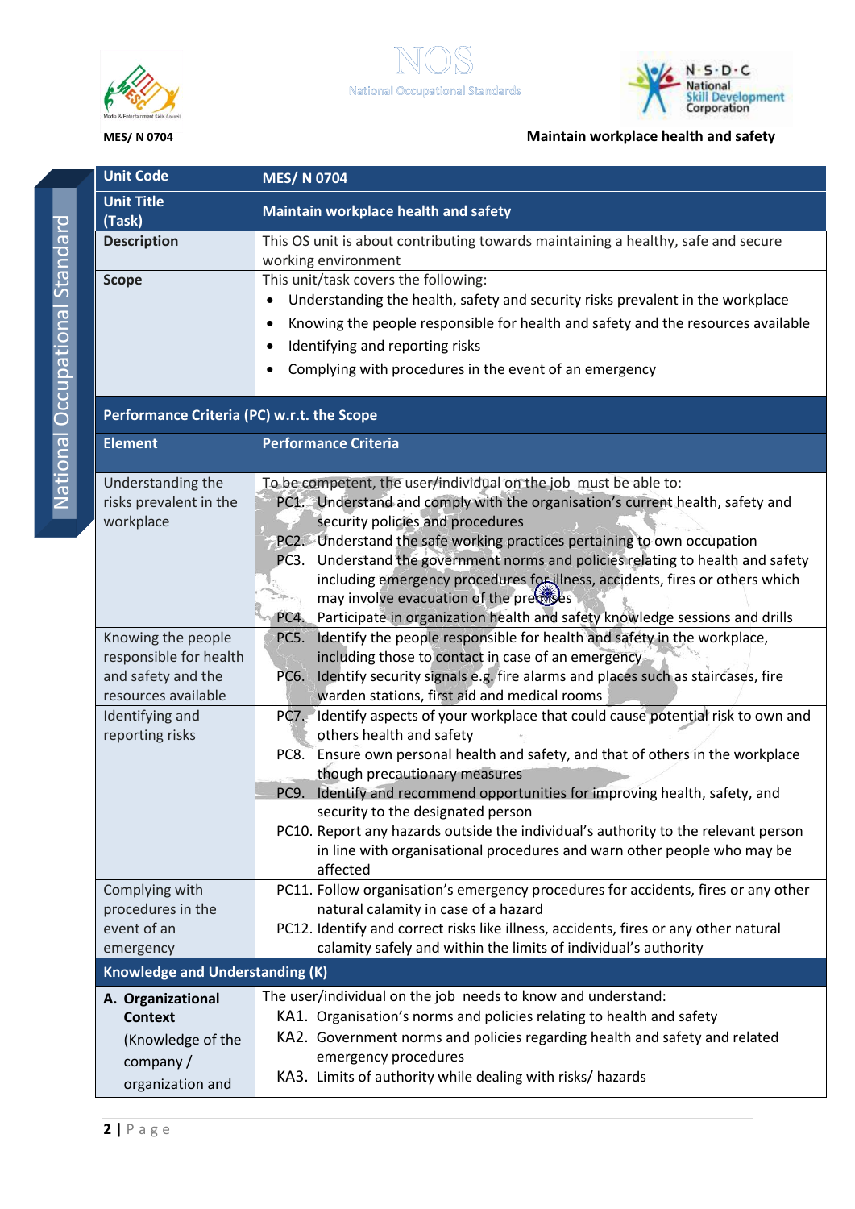| Unit Code | MES/ N 0704 |
|---|---|
| Unit Title (Task) | Maintain workplace health and safety |
| Description | This OS unit is about contributing towards maintaining a healthy, safe and secure working environment |
| Scope | This unit/task covers the following:<br>• Understanding the health, safety and security risks prevalent in the workplace<br>• Knowing the people responsible for health and safety and the resources available<br>• Identifying and reporting risks<br>• Complying with procedures in the event of an emergency |
| **Performance Criteria (PC) w.r.t. the Scope** | |
| **Element** | **Performance Criteria** |
| Understanding the risks prevalent in the workplace | To be competent, the user/individual on the job must be able to:<br>PC1. Understand and comply with the organisation's current health, safety and security policies and procedures<br>PC2. Understand the safe working practices pertaining to own occupation<br>PC3. Understand the government norms and policies relating to health and safety including emergency procedures for illness, accidents, fires or others which may involve evacuation of the premises<br>PC4. Participate in organization health and safety knowledge sessions and drills |
| Knowing the people responsible for health and safety and the resources available | PC5. Identify the people responsible for health and safety in the workplace, including those to contact in case of an emergency<br>PC6. Identify security signals e.g. fire alarms and places such as staircases, fire warden stations, first aid and medical rooms |
| Identifying and reporting risks | PC7. Identify aspects of your workplace that could cause potential risk to own and others health and safety<br>PC8. Ensure own personal health and safety, and that of others in the workplace though precautionary measures<br>PC9. Identify and recommend opportunities for improving health, safety, and security to the designated person<br>PC10. Report any hazards outside the individual's authority to the relevant person in line with organisational procedures and warn other people who may be affected |
| Complying with procedures in the event of an emergency | PC11. Follow organisation's emergency procedures for accidents, fires or any other natural calamity in case of a hazard<br>PC12. Identify and correct risks like illness, accidents, fires or any other natural calamity safely and within the limits of individual's authority |
| **Knowledge and Understanding (K)** | |
| **A. Organizational Context** (Knowledge of the company / organization and | The user/individual on the job needs to know and understand:<br>KA1. Organisation's norms and policies relating to health and safety<br>KA2. Government norms and policies regarding health and safety and related emergency procedures<br>KA3. Limits of authority while dealing with risks/ hazards |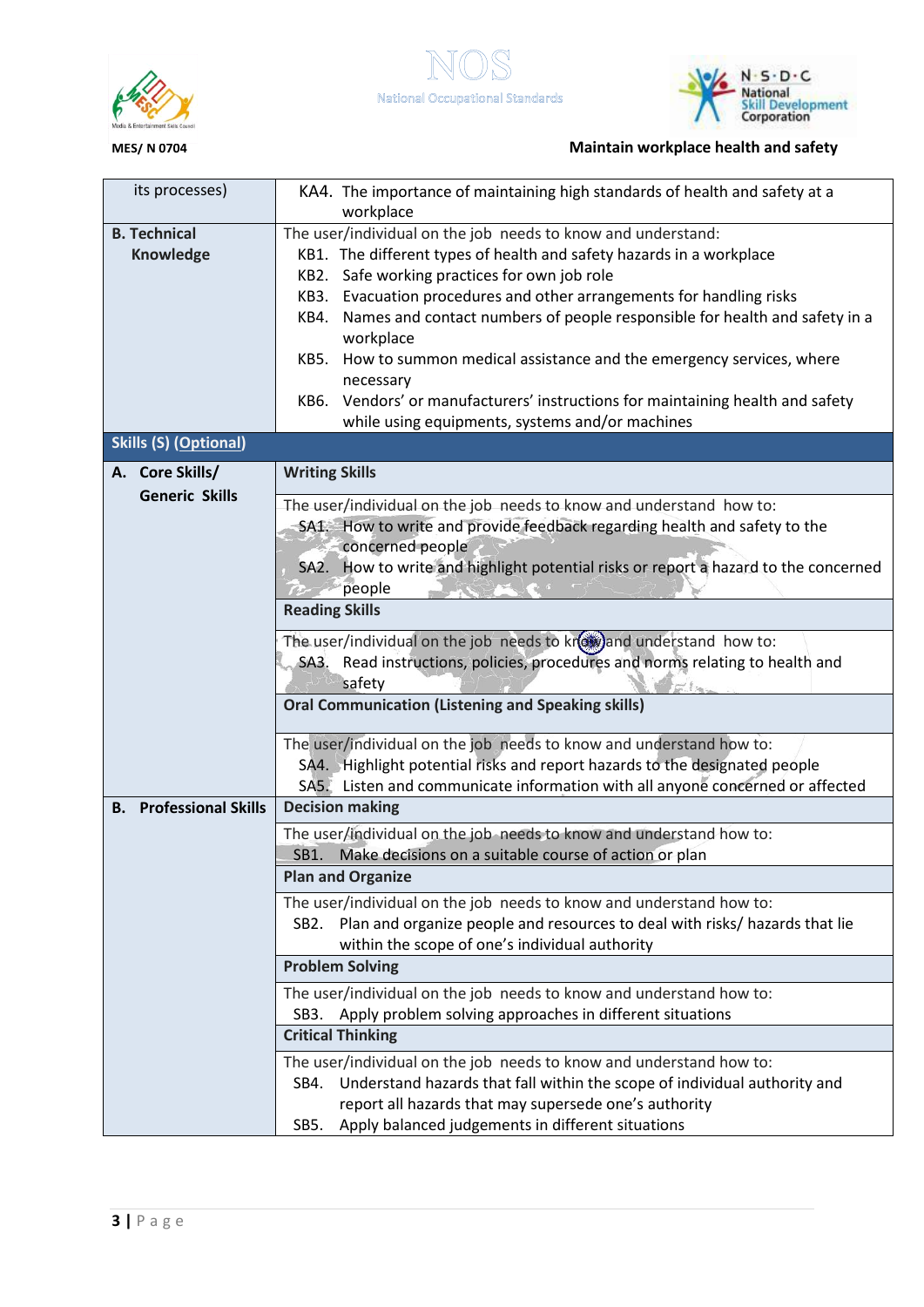| | |
|---|---|
| its processes) | KA4. The importance of maintaining high standards of health and safety at a workplace |
| **B. Technical Knowledge** | The user/individual on the job needs to know and understand:<br>KB1. The different types of health and safety hazards in a workplace<br>KB2. Safe working practices for own job role<br>KB3. Evacuation procedures and other arrangements for handling risks<br>KB4. Names and contact numbers of people responsible for health and safety in a workplace<br>KB5. How to summon medical assistance and the emergency services, where necessary<br>KB6. Vendors' or manufacturers' instructions for maintaining health and safety while using equipments, systems and/or machines |
| **Skills (S) (Optional)** | |
| **A. Core Skills/ Generic Skills** | **Writing Skills** |
| | The user/individual on the job needs to know and understand how to:<br>SA1. How to write and provide feedback regarding health and safety to the concerned people<br>SA2. How to write and highlight potential risks or report a hazard to the concerned people |
| | **Reading Skills** |
| | The user/individual on the job needs to know and understand how to:<br>SA3. Read instructions, policies, procedures and norms relating to health and safety |
| | **Oral Communication (Listening and Speaking skills)** |
| | The user/individual on the job needs to know and understand how to:<br>SA4. Highlight potential risks and report hazards to the designated people<br>SA5. Listen and communicate information with all anyone concerned or affected |
| **B. Professional Skills** | **Decision making** |
| | The user/individual on the job needs to know and understand how to:<br>SB1. Make decisions on a suitable course of action or plan |
| | **Plan and Organize** |
| | The user/individual on the job needs to know and understand how to:<br>SB2. Plan and organize people and resources to deal with risks/ hazards that lie within the scope of one's individual authority |
| | **Problem Solving** |
| | The user/individual on the job needs to know and understand how to:<br>SB3. Apply problem solving approaches in different situations |
| | **Critical Thinking** |
| | The user/individual on the job needs to know and understand how to:<br>SB4. Understand hazards that fall within the scope of individual authority and report all hazards that may supersede one's authority<br>SB5. Apply balanced judgements in different situations |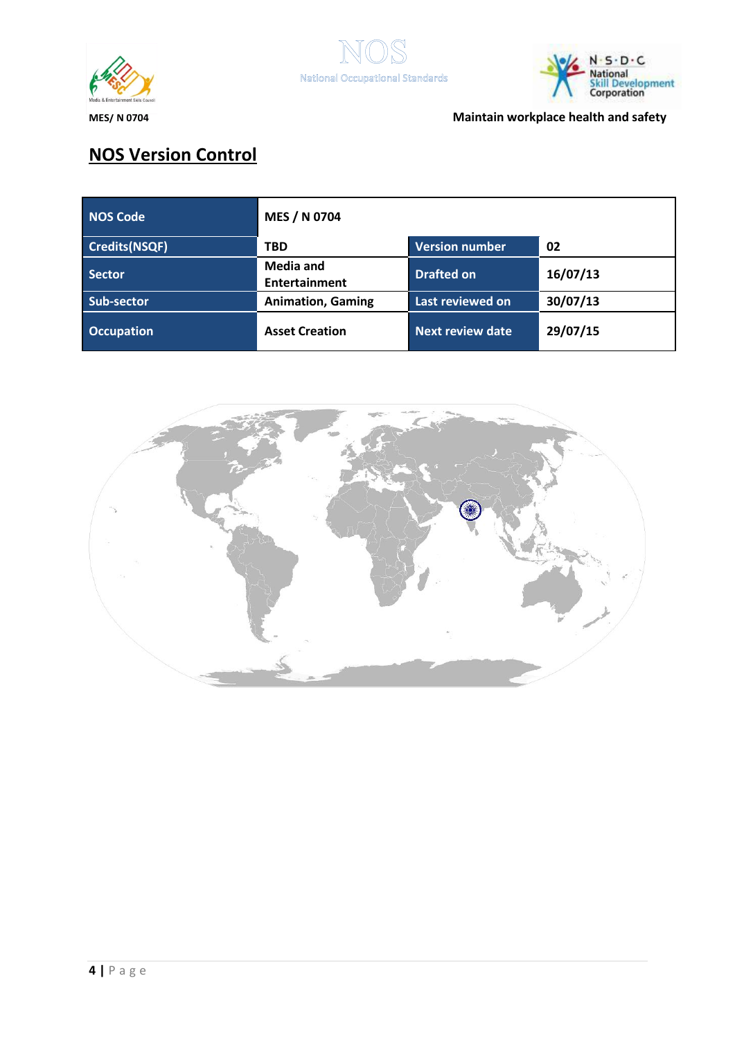## NOS Version Control

| NOS Code | MES / N 0704 | | |
|---|---|---|---|
| Credits(NSQF) | TBD | Version number | 02 |
| Sector | Media and Entertainment | Drafted on | 16/07/13 |
| Sub-sector | Animation, Gaming | Last reviewed on | 30/07/13 |
| Occupation | Asset Creation | Next review date | 29/07/15 |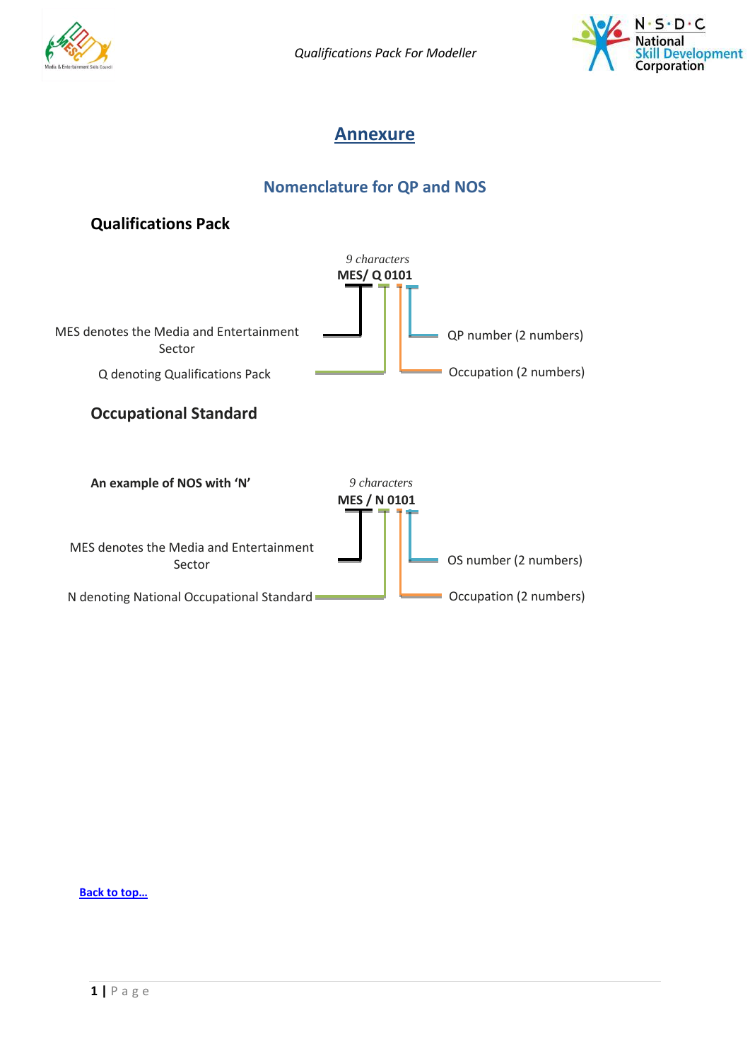# Annexure

## Nomenclature for QP and NOS

### Qualifications Pack

*9 characters*

**MES/ Q 0101**

MES denotes the Media and Entertainment Sector

Q denoting Qualifications Pack

QP number (2 numbers)

Occupation (2 numbers)

### Occupational Standard

**An example of NOS with 'N'**

*9 characters*

**MES / N 0101**

MES denotes the Media and Entertainment Sector

N denoting National Occupational Standard

OS number (2 numbers)

Occupation (2 numbers)

[Back to top…](#)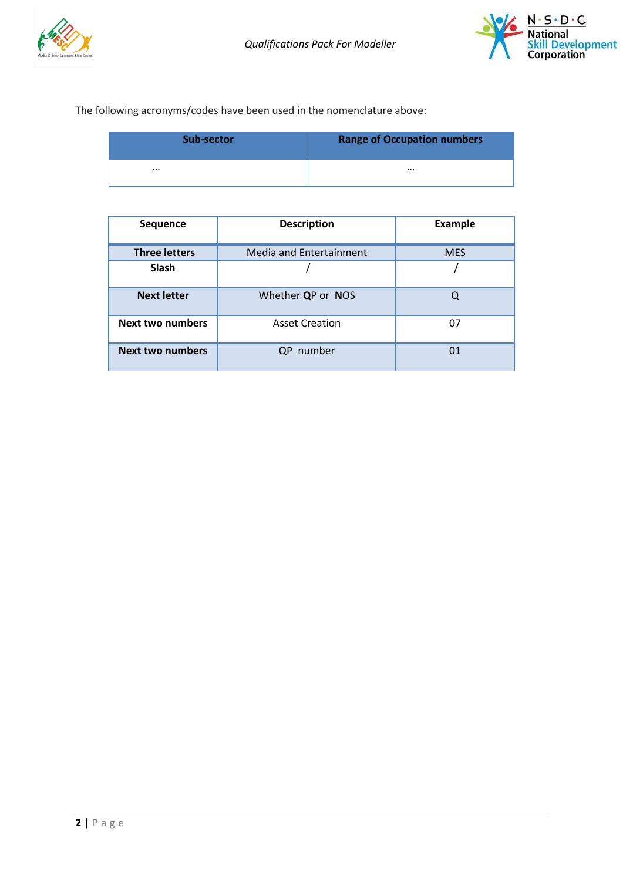The following acronyms/codes have been used in the nomenclature above:

| Sub-sector | Range of Occupation numbers |
| --- | --- |
| … | … |

| Sequence | Description | Example |
| --- | --- | --- |
| **Three letters** | Media and Entertainment | MES |
| **Slash** | / | / |
| **Next letter** | Whether **Q**P or **N**OS | Q |
| **Next two numbers** | Asset Creation | 07 |
| **Next two numbers** | QP number | 01 |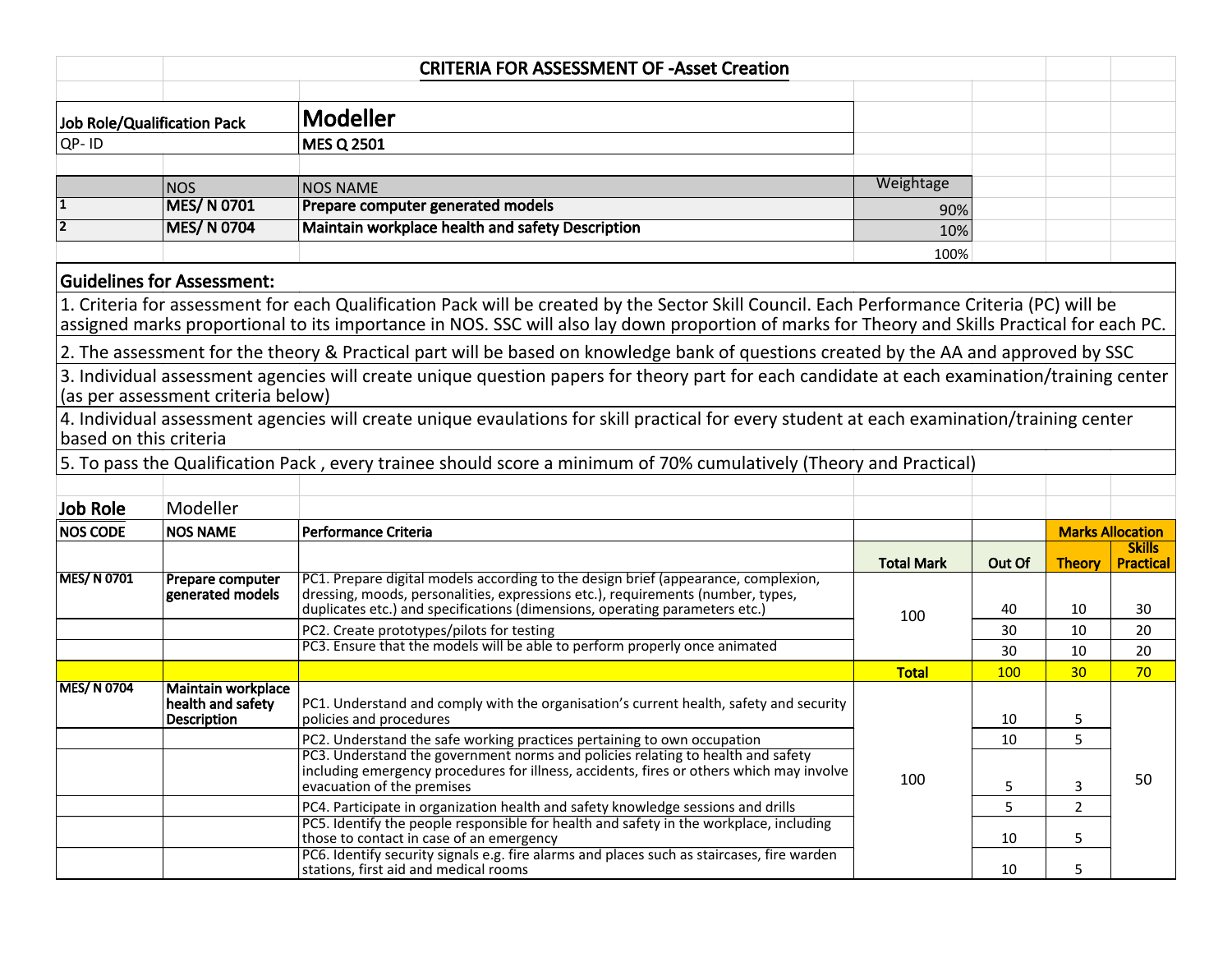## CRITERIA FOR ASSESSMENT OF -Asset Creation

| Job Role/Qualification Pack | **Modeller** |
|---|---|
| QP- ID | **MES Q 2501** |

| | NOS | NOS NAME | Weightage |
|---|---|---|---|
| 1 | **MES/ N 0701** | **Prepare computer generated models** | 90% |
| 2 | **MES/ N 0704** | **Maintain workplace health and safety Description** | 10% |
| | | | 100% |

### Guidelines for Assessment:

1. Criteria for assessment for each Qualification Pack will be created by the Sector Skill Council. Each Performance Criteria (PC) will be assigned marks proportional to its importance in NOS. SSC will also lay down proportion of marks for Theory and Skills Practical for each PC.
2. The assessment for the theory & Practical part will be based on knowledge bank of questions created by the AA and approved by SSC
3. Individual assessment agencies will create unique question papers for theory part for each candidate at each examination/training center (as per assessment criteria below)
4. Individual assessment agencies will create unique evaulations for skill practical for every student at each examination/training center based on this criteria
5. To pass the Qualification Pack , every trainee should score a minimum of 70% cumulatively (Theory and Practical)

**Job Role** Modeller

| NOS CODE | NOS NAME | Performance Criteria | Total Mark | Out Of | Marks Allocation | |
|---|---|---|---|---|---|---|
| | | | | | Theory | Skills Practical |
| **MES/ N 0701** | **Prepare computer generated models** | PC1. Prepare digital models according to the design brief (appearance, complexion, dressing, moods, personalities, expressions etc.), requirements (number, types, duplicates etc.) and specifications (dimensions, operating parameters etc.) | 100 | 40 | 10 | 30 |
| | | PC2. Create prototypes/pilots for testing | | 30 | 10 | 20 |
| | | PC3. Ensure that the models will be able to perform properly once animated | | 30 | 10 | 20 |
| | | | **Total** | 100 | 30 | 70 |
| **MES/ N 0704** | **Maintain workplace health and safety Description** | PC1. Understand and comply with the organisation's current health, safety and security policies and procedures | 100 | 10 | 5 | 50 |
| | | PC2. Understand the safe working practices pertaining to own occupation | | 10 | 5 | |
| | | PC3. Understand the government norms and policies relating to health and safety including emergency procedures for illness, accidents, fires or others which may involve evacuation of the premises | | 5 | 3 | |
| | | PC4. Participate in organization health and safety knowledge sessions and drills | | 5 | 2 | |
| | | PC5. Identify the people responsible for health and safety in the workplace, including those to contact in case of an emergency | | 10 | 5 | |
| | | PC6. Identify security signals e.g. fire alarms and places such as staircases, fire warden stations, first aid and medical rooms | | 10 | 5 | |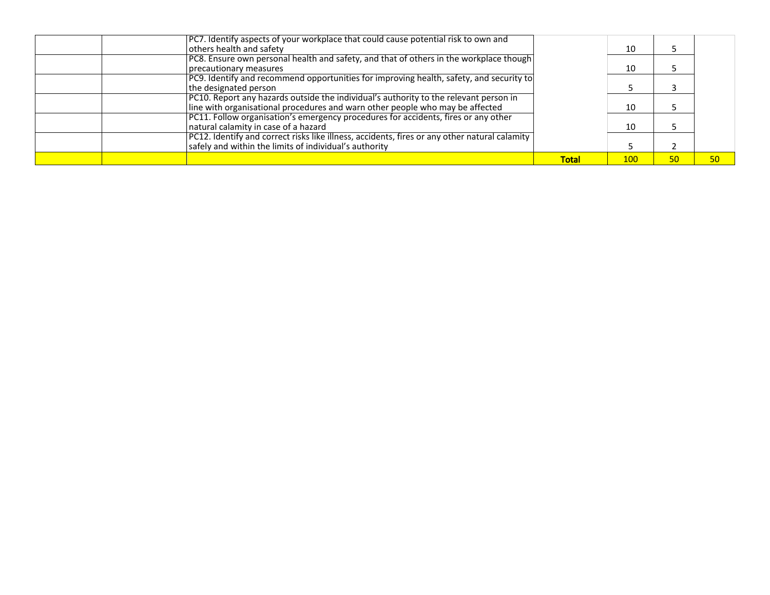| | | | | | | |
|---|---|---|---|---|---|---|
| | | PC7. Identify aspects of your workplace that could cause potential risk to own and others health and safety | | 10 | 5 | |
| | | PC8. Ensure own personal health and safety, and that of others in the workplace though precautionary measures | | 10 | 5 | |
| | | PC9. Identify and recommend opportunities for improving health, safety, and security to the designated person | | 5 | 3 | |
| | | PC10. Report any hazards outside the individual's authority to the relevant person in line with organisational procedures and warn other people who may be affected | | 10 | 5 | |
| | | PC11. Follow organisation's emergency procedures for accidents, fires or any other natural calamity in case of a hazard | | 10 | 5 | |
| | | PC12. Identify and correct risks like illness, accidents, fires or any other natural calamity safely and within the limits of individual's authority | | 5 | 2 | |
| | | | **Total** | 100 | 50 | 50 |